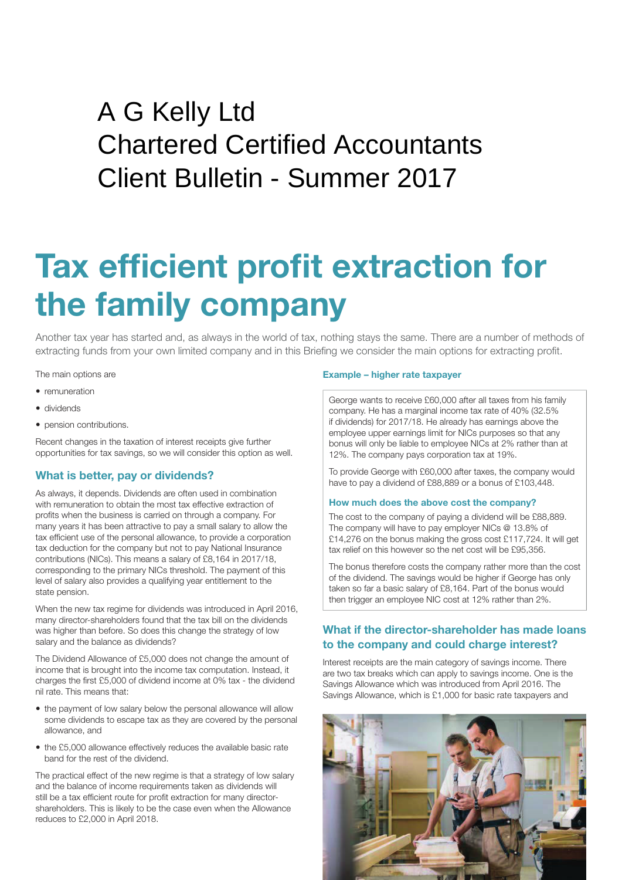# A G Kelly Ltd
# Chartered Certified Accountants
# Client Bulletin - Summer 2017

# Tax efficient profit extraction for the family company

Another tax year has started and, as always in the world of tax, nothing stays the same. There are a number of methods of extracting funds from your own limited company and in this Briefing we consider the main options for extracting profit.

The main options are

- remuneration
- dividends
- pension contributions.

Recent changes in the taxation of interest receipts give further opportunities for tax savings, so we will consider this option as well.

## What is better, pay or dividends?

As always, it depends. Dividends are often used in combination with remuneration to obtain the most tax effective extraction of profits when the business is carried on through a company. For many years it has been attractive to pay a small salary to allow the tax efficient use of the personal allowance, to provide a corporation tax deduction for the company but not to pay National Insurance contributions (NICs). This means a salary of £8,164 in 2017/18, corresponding to the primary NICs threshold. The payment of this level of salary also provides a qualifying year entitlement to the state pension.

When the new tax regime for dividends was introduced in April 2016, many director-shareholders found that the tax bill on the dividends was higher than before. So does this change the strategy of low salary and the balance as dividends?

The Dividend Allowance of £5,000 does not change the amount of income that is brought into the income tax computation. Instead, it charges the first £5,000 of dividend income at 0% tax - the dividend nil rate. This means that:

- the payment of low salary below the personal allowance will allow some dividends to escape tax as they are covered by the personal allowance, and
- the £5,000 allowance effectively reduces the available basic rate band for the rest of the dividend.

The practical effect of the new regime is that a strategy of low salary and the balance of income requirements taken as dividends will still be a tax efficient route for profit extraction for many director-shareholders. This is likely to be the case even when the Allowance reduces to £2,000 in April 2018.

### Example – higher rate taxpayer

George wants to receive £60,000 after all taxes from his family company. He has a marginal income tax rate of 40% (32.5% if dividends) for 2017/18. He already has earnings above the employee upper earnings limit for NICs purposes so that any bonus will only be liable to employee NICs at 2% rather than at 12%. The company pays corporation tax at 19%.

To provide George with £60,000 after taxes, the company would have to pay a dividend of £88,889 or a bonus of £103,448.

#### How much does the above cost the company?

The cost to the company of paying a dividend will be £88,889. The company will have to pay employer NICs @ 13.8% of £14,276 on the bonus making the gross cost £117,724. It will get tax relief on this however so the net cost will be £95,356.

The bonus therefore costs the company rather more than the cost of the dividend. The savings would be higher if George has only taken so far a basic salary of £8,164. Part of the bonus would then trigger an employee NIC cost at 12% rather than 2%.

## What if the director-shareholder has made loans to the company and could charge interest?

Interest receipts are the main category of savings income. There are two tax breaks which can apply to savings income. One is the Savings Allowance which was introduced from April 2016. The Savings Allowance, which is £1,000 for basic rate taxpayers and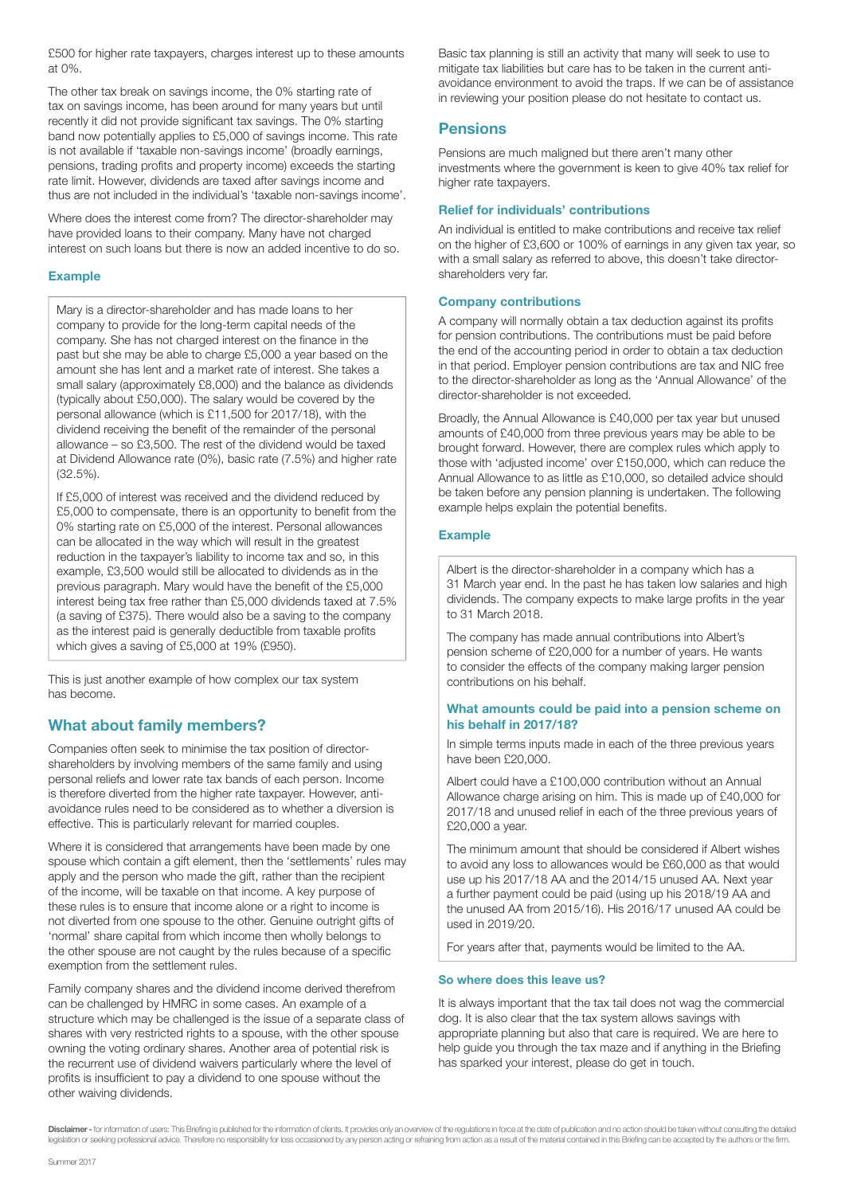£500 for higher rate taxpayers, charges interest up to these amounts at 0%.

The other tax break on savings income, the 0% starting rate of tax on savings income, has been around for many years but until recently it did not provide significant tax savings. The 0% starting band now potentially applies to £5,000 of savings income. This rate is not available if 'taxable non-savings income' (broadly earnings, pensions, trading profits and property income) exceeds the starting rate limit. However, dividends are taxed after savings income and thus are not included in the individual's 'taxable non-savings income'.

Where does the interest come from? The director-shareholder may have provided loans to their company. Many have not charged interest on such loans but there is now an added incentive to do so.

### Example

Mary is a director-shareholder and has made loans to her company to provide for the long-term capital needs of the company. She has not charged interest on the finance in the past but she may be able to charge £5,000 a year based on the amount she has lent and a market rate of interest. She takes a small salary (approximately £8,000) and the balance as dividends (typically about £50,000). The salary would be covered by the personal allowance (which is £11,500 for 2017/18), with the dividend receiving the benefit of the remainder of the personal allowance – so £3,500. The rest of the dividend would be taxed at Dividend Allowance rate (0%), basic rate (7.5%) and higher rate (32.5%).

If £5,000 of interest was received and the dividend reduced by £5,000 to compensate, there is an opportunity to benefit from the 0% starting rate on £5,000 of the interest. Personal allowances can be allocated in the way which will result in the greatest reduction in the taxpayer's liability to income tax and so, in this example, £3,500 would still be allocated to dividends as in the previous paragraph. Mary would have the benefit of the £5,000 interest being tax free rather than £5,000 dividends taxed at 7.5% (a saving of £375). There would also be a saving to the company as the interest paid is generally deductible from taxable profits which gives a saving of £5,000 at 19% (£950).

This is just another example of how complex our tax system has become.

## What about family members?

Companies often seek to minimise the tax position of director-shareholders by involving members of the same family and using personal reliefs and lower rate tax bands of each person. Income is therefore diverted from the higher rate taxpayer. However, anti-avoidance rules need to be considered as to whether a diversion is effective. This is particularly relevant for married couples.

Where it is considered that arrangements have been made by one spouse which contain a gift element, then the 'settlements' rules may apply and the person who made the gift, rather than the recipient of the income, will be taxable on that income. A key purpose of these rules is to ensure that income alone or a right to income is not diverted from one spouse to the other. Genuine outright gifts of 'normal' share capital from which income then wholly belongs to the other spouse are not caught by the rules because of a specific exemption from the settlement rules.

Family company shares and the dividend income derived therefrom can be challenged by HMRC in some cases. An example of a structure which may be challenged is the issue of a separate class of shares with very restricted rights to a spouse, with the other spouse owning the voting ordinary shares. Another area of potential risk is the recurrent use of dividend waivers particularly where the level of profits is insufficient to pay a dividend to one spouse without the other waiving dividends.

Basic tax planning is still an activity that many will seek to use to mitigate tax liabilities but care has to be taken in the current anti-avoidance environment to avoid the traps. If we can be of assistance in reviewing your position please do not hesitate to contact us.

## Pensions

Pensions are much maligned but there aren't many other investments where the government is keen to give 40% tax relief for higher rate taxpayers.

### Relief for individuals' contributions

An individual is entitled to make contributions and receive tax relief on the higher of £3,600 or 100% of earnings in any given tax year, so with a small salary as referred to above, this doesn't take director-shareholders very far.

### Company contributions

A company will normally obtain a tax deduction against its profits for pension contributions. The contributions must be paid before the end of the accounting period in order to obtain a tax deduction in that period. Employer pension contributions are tax and NIC free to the director-shareholder as long as the 'Annual Allowance' of the director-shareholder is not exceeded.

Broadly, the Annual Allowance is £40,000 per tax year but unused amounts of £40,000 from three previous years may be able to be brought forward. However, there are complex rules which apply to those with 'adjusted income' over £150,000, which can reduce the Annual Allowance to as little as £10,000, so detailed advice should be taken before any pension planning is undertaken. The following example helps explain the potential benefits.

### Example

Albert is the director-shareholder in a company which has a 31 March year end. In the past he has taken low salaries and high dividends. The company expects to make large profits in the year to 31 March 2018.

The company has made annual contributions into Albert's pension scheme of £20,000 for a number of years. He wants to consider the effects of the company making larger pension contributions on his behalf.

#### What amounts could be paid into a pension scheme on his behalf in 2017/18?

In simple terms pension inputs made in each of the three previous years have been £20,000.

Albert could have a £100,000 contribution without an Annual Allowance charge arising on him. This is made up of £40,000 for 2017/18 and unused relief in each of the three previous years of £20,000 a year.

The minimum amount that should be considered if Albert wishes to avoid any loss to allowances would be £60,000 as that would use up his 2017/18 AA and the 2014/15 unused AA. Next year a further payment could be paid (using up his 2018/19 AA and the unused AA from 2015/16). His 2016/17 unused AA could be used in 2019/20.

For years after that, payments would be limited to the AA.

### So where does this leave us?

It is always important that the tax tail does not wag the commercial dog. It is also clear that the tax system allows savings with appropriate planning but also that care is required. We are here to help guide you through the tax maze and if anything in the Briefing has sparked your interest, please do get in touch.

**Disclaimer -** for information of users: This Briefing is published for the information of clients. It provides only an overview of the regulations in force at the date of publication and no action should be taken without consulting the detailed legislation or seeking professional advice. Therefore no responsibility for loss occasioned by any person acting or refraining from action as a result of the material contained in this Briefing can be accepted by the authors or the firm.

Summer 2017